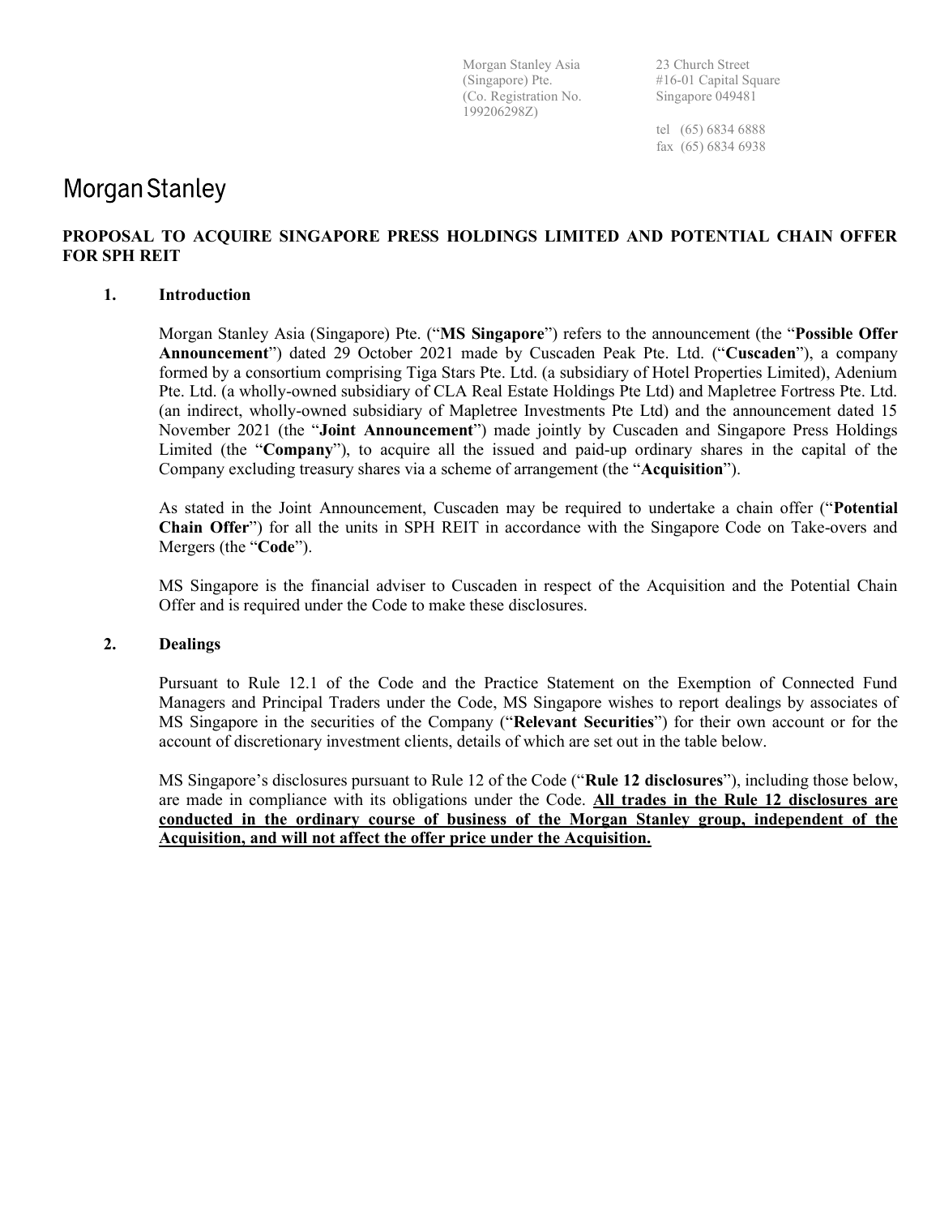Morgan Stanley Asia (Singapore) Pte.
(Co. Registration No. 199206298Z)

23 Church Street
#16-01 Capital Square
Singapore 049481

tel (65) 6834 6888
fax (65) 6834 6938

Morgan Stanley

**PROPOSAL TO ACQUIRE SINGAPORE PRESS HOLDINGS LIMITED AND POTENTIAL CHAIN OFFER FOR SPH REIT**

**1. Introduction**

Morgan Stanley Asia (Singapore) Pte. ("**MS Singapore**") refers to the announcement (the "**Possible Offer Announcement**") dated 29 October 2021 made by Cuscaden Peak Pte. Ltd. ("**Cuscaden**"), a company formed by a consortium comprising Tiga Stars Pte. Ltd. (a subsidiary of Hotel Properties Limited), Adenium Pte. Ltd. (a wholly-owned subsidiary of CLA Real Estate Holdings Pte Ltd) and Mapletree Fortress Pte. Ltd. (an indirect, wholly-owned subsidiary of Mapletree Investments Pte Ltd) and the announcement dated 15 November 2021 (the "**Joint Announcement**") made jointly by Cuscaden and Singapore Press Holdings Limited (the "**Company**"), to acquire all the issued and paid-up ordinary shares in the capital of the Company excluding treasury shares via a scheme of arrangement (the "**Acquisition**").

As stated in the Joint Announcement, Cuscaden may be required to undertake a chain offer ("**Potential Chain Offer**") for all the units in SPH REIT in accordance with the Singapore Code on Take-overs and Mergers (the "**Code**").

MS Singapore is the financial adviser to Cuscaden in respect of the Acquisition and the Potential Chain Offer and is required under the Code to make these disclosures.

**2. Dealings**

Pursuant to Rule 12.1 of the Code and the Practice Statement on the Exemption of Connected Fund Managers and Principal Traders under the Code, MS Singapore wishes to report dealings by associates of MS Singapore in the securities of the Company ("**Relevant Securities**") for their own account or for the account of discretionary investment clients, details of which are set out in the table below.

MS Singapore's disclosures pursuant to Rule 12 of the Code ("**Rule 12 disclosures**"), including those below, are made in compliance with its obligations under the Code. **<u>All trades in the Rule 12 disclosures are conducted in the ordinary course of business of the Morgan Stanley group, independent of the Acquisition, and will not affect the offer price under the Acquisition.</u>**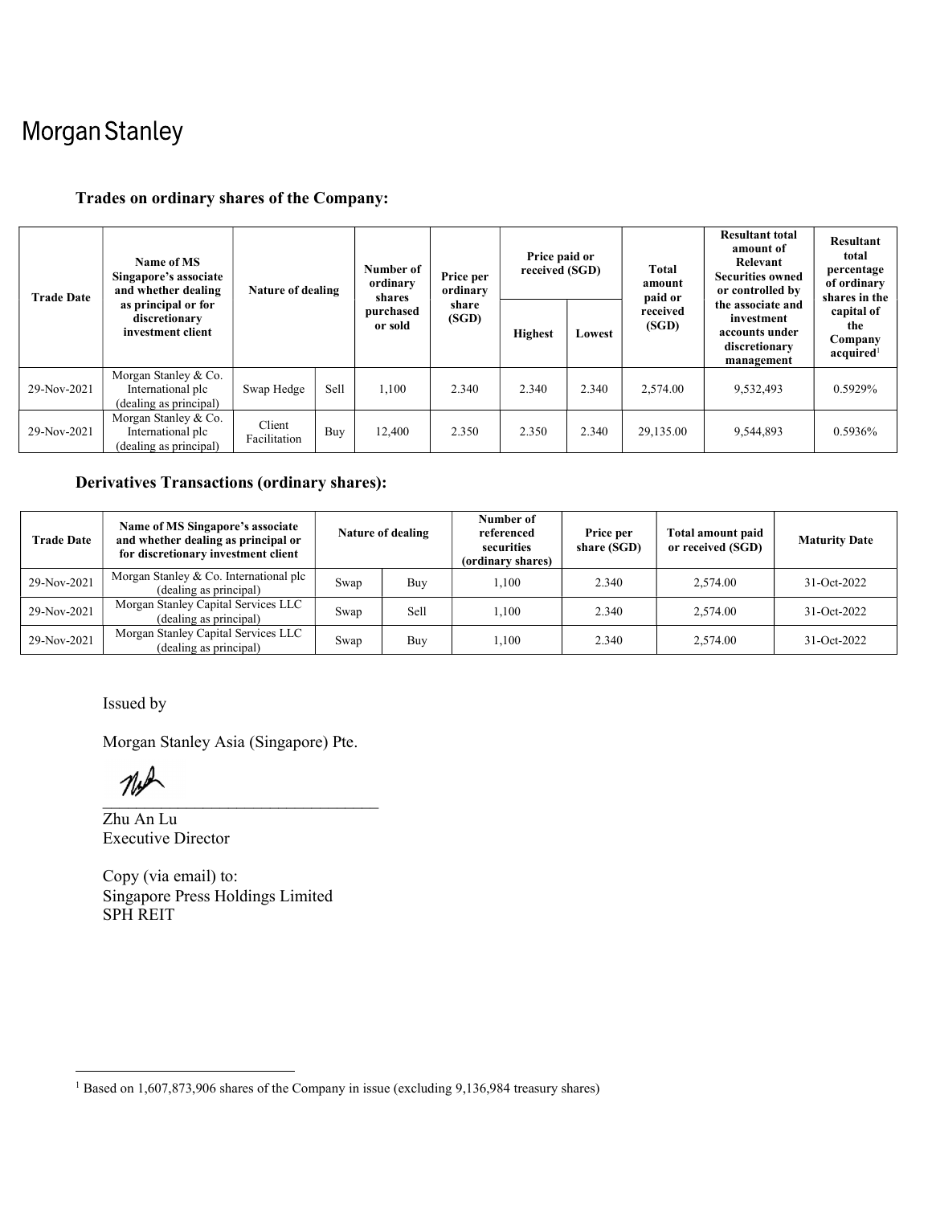Morgan Stanley

### Trades on ordinary shares of the Company:

| Trade Date | Name of MS Singapore's associate and whether dealing as principal or for discretionary investment client | Nature of dealing | | Number of ordinary shares purchased or sold | Price per ordinary share (SGD) | Price paid or received (SGD) | | Total amount paid or received (SGD) | Resultant total amount of Relevant Securities owned or controlled by the associate and investment accounts under discretionary management | Resultant total percentage of ordinary shares in the capital of the Company acquired[1] |
|---|---|---|---|---|---|---|---|---|---|---|
| | | | | | | Highest | Lowest | | | |
| 29-Nov-2021 | Morgan Stanley & Co. International plc (dealing as principal) | Swap Hedge | Sell | 1,100 | 2.340 | 2.340 | 2.340 | 2,574.00 | 9,532,493 | 0.5929% |
| 29-Nov-2021 | Morgan Stanley & Co. International plc (dealing as principal) | Client Facilitation | Buy | 12,400 | 2.350 | 2.350 | 2.340 | 29,135.00 | 9,544,893 | 0.5936% |

### Derivatives Transactions (ordinary shares):

| Trade Date | Name of MS Singapore's associate and whether dealing as principal or for discretionary investment client | Nature of dealing | | Number of referenced securities (ordinary shares) | Price per share (SGD) | Total amount paid or received (SGD) | Maturity Date |
|---|---|---|---|---|---|---|---|
| 29-Nov-2021 | Morgan Stanley & Co. International plc (dealing as principal) | Swap | Buy | 1,100 | 2.340 | 2,574.00 | 31-Oct-2022 |
| 29-Nov-2021 | Morgan Stanley Capital Services LLC (dealing as principal) | Swap | Sell | 1,100 | 2.340 | 2,574.00 | 31-Oct-2022 |
| 29-Nov-2021 | Morgan Stanley Capital Services LLC (dealing as principal) | Swap | Buy | 1,100 | 2.340 | 2,574.00 | 31-Oct-2022 |

Issued by

Morgan Stanley Asia (Singapore) Pte.

Zhu An Lu
Executive Director

Copy (via email) to:
Singapore Press Holdings Limited
SPH REIT

[1] Based on 1,607,873,906 shares of the Company in issue (excluding 9,136,984 treasury shares)